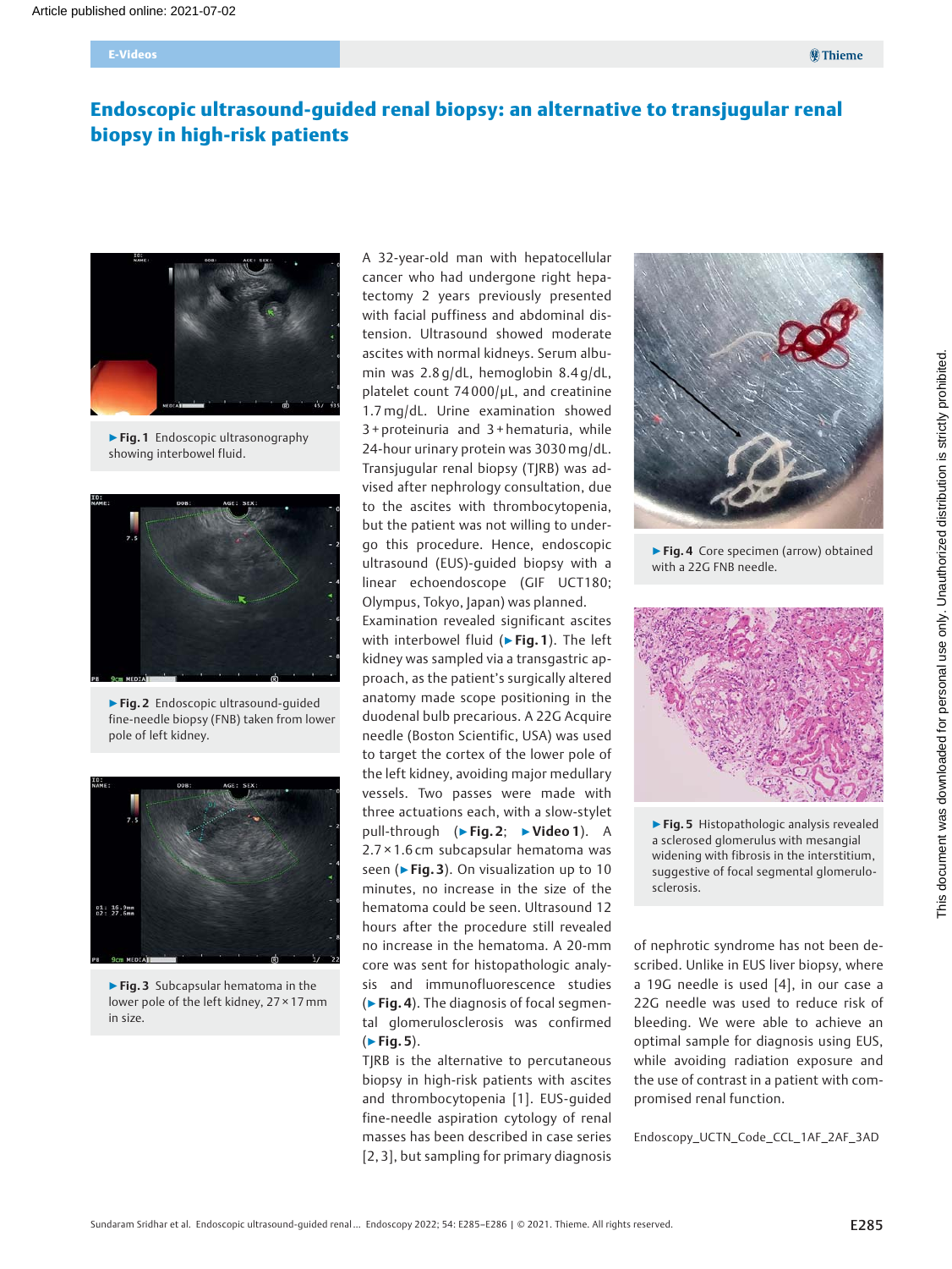# Endoscopic ultrasound-guided renal biopsy: an alternative to transjugular renal biopsy in high-risk patients

A 32-year-old man with hepatocellular cancer who had undergone right hepatectomy 2 years previously presented with facial puffiness and abdominal distension. Ultrasound showed moderate ascites with normal kidneys. Serum albumin was 2.8 g/dL, hemoglobin 8.4 g/dL, platelet count 74 000/µL, and creatinine 1.7 mg/dL. Urine examination showed 3 + proteinuria and 3 + hematuria, while 24-hour urinary protein was 3030 mg/dL. Transjugular renal biopsy (TJRB) was advised after nephrology consultation, due to the ascites with thrombocytopenia, but the patient was not willing to undergo this procedure. Hence, endoscopic ultrasound (EUS)-guided biopsy with a linear echoendoscope (GIF UCT180; Olympus, Tokyo, Japan) was planned.

Examination revealed significant ascites with interbowel fluid (▶ **Fig. 1**). The left kidney was sampled via a transgastric approach, as the patient's surgically altered anatomy made scope positioning in the duodenal bulb precarious. A 22G Acquire needle (Boston Scientific, USA) was used to target the cortex of the lower pole of the left kidney, avoiding major medullary vessels. Two passes were made with three actuations each, with a slow-stylet pull-through (▶ **Fig. 2**; ▶ **Video 1**). A 2.7 × 1.6 cm subcapsular hematoma was seen (▶ **Fig. 3**). On visualization up to 10 minutes, no increase in the size of the hematoma could be seen. Ultrasound 12 hours after the procedure still revealed no increase in the hematoma. A 20-mm core was sent for histopathologic analysis and immunofluorescence studies (▶ **Fig. 4**). The diagnosis of focal segmental glomerulosclerosis was confirmed (▶ **Fig. 5**).

TJRB is the alternative to percutaneous biopsy in high-risk patients with ascites and thrombocytopenia [1]. EUS-guided fine-needle aspiration cytology of renal masses has been described in case series [2, 3], but sampling for primary diagnosis of nephrotic syndrome has not been described. Unlike in EUS liver biopsy, where a 19G needle is used [4], in our case a 22G needle was used to reduce risk of bleeding. We were able to achieve an optimal sample for diagnosis using EUS, while avoiding radiation exposure and the use of contrast in a patient with compromised renal function.

▶ **Fig. 1** Endoscopic ultrasonography showing interbowel fluid.

▶ **Fig. 2** Endoscopic ultrasound-guided fine-needle biopsy (FNB) taken from lower pole of left kidney.

▶ **Fig. 3** Subcapsular hematoma in the lower pole of the left kidney, 27 × 17 mm in size.

▶ **Fig. 4** Core specimen (arrow) obtained with a 22G FNB needle.

▶ **Fig. 5** Histopathologic analysis revealed a sclerosed glomerulus with mesangial widening with fibrosis in the interstitium, suggestive of focal segmental glomerulosclerosis.

Endoscopy_UCTN_Code_CCL_1AF_2AF_3AD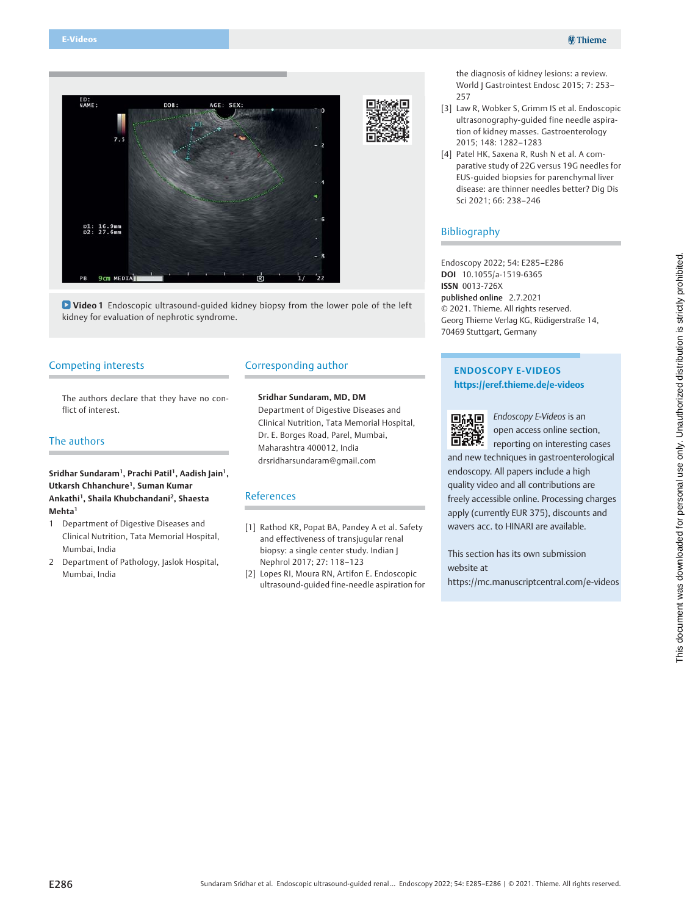**Video 1** Endoscopic ultrasound-guided kidney biopsy from the lower pole of the left kidney for evaluation of nephrotic syndrome.

## Competing interests

The authors declare that they have no conflict of interest.

## The authors

**Sridhar Sundaram[1], Prachi Patil[1], Aadish Jain[1], Utkarsh Chhanchure[1], Suman Kumar Ankathi[1], Shaila Khubchandani[2], Shaesta Mehta[1]**

1. Department of Digestive Diseases and Clinical Nutrition, Tata Memorial Hospital, Mumbai, India
2. Department of Pathology, Jaslok Hospital, Mumbai, India

## Corresponding author

**Sridhar Sundaram, MD, DM**
Department of Digestive Diseases and Clinical Nutrition, Tata Memorial Hospital, Dr. E. Borges Road, Parel, Mumbai, Maharashtra 400012, India
drsridharsundaram@gmail.com

## References

[1] Rathod KR, Popat BA, Pandey A et al. Safety and effectiveness of transjugular renal biopsy: a single center study. Indian J Nephrol 2017; 27: 118–123

[2] Lopes RI, Moura RN, Artifon E. Endoscopic ultrasound-guided fine-needle aspiration for the diagnosis of kidney lesions: a review. World J Gastrointest Endosc 2015; 7: 253–257

[3] Law R, Wobker S, Grimm IS et al. Endoscopic ultrasonography-guided fine needle aspiration of kidney masses. Gastroenterology 2015; 148: 1282–1283

[4] Patel HK, Saxena R, Rush N et al. A comparative study of 22G versus 19G needles for EUS-guided biopsies for parenchymal liver disease: are thinner needles better? Dig Dis Sci 2021; 66: 238–246

## Bibliography

Endoscopy 2022; 54: E285–E286
**DOI** 10.1055/a-1519-6365
**ISSN** 0013-726X
**published online** 2.7.2021
© 2021. Thieme. All rights reserved.
Georg Thieme Verlag KG, Rüdigerstraße 14, 70469 Stuttgart, Germany

**ENDOSCOPY E-VIDEOS**
**https://eref.thieme.de/e-videos**

*Endoscopy E-Videos* is an open access online section, reporting on interesting cases and new techniques in gastroenterological endoscopy. All papers include a high quality video and all contributions are freely accessible online. Processing charges apply (currently EUR 375), discounts and wavers acc. to HINARI are available.

This section has its own submission website at https://mc.manuscriptcentral.com/e-videos